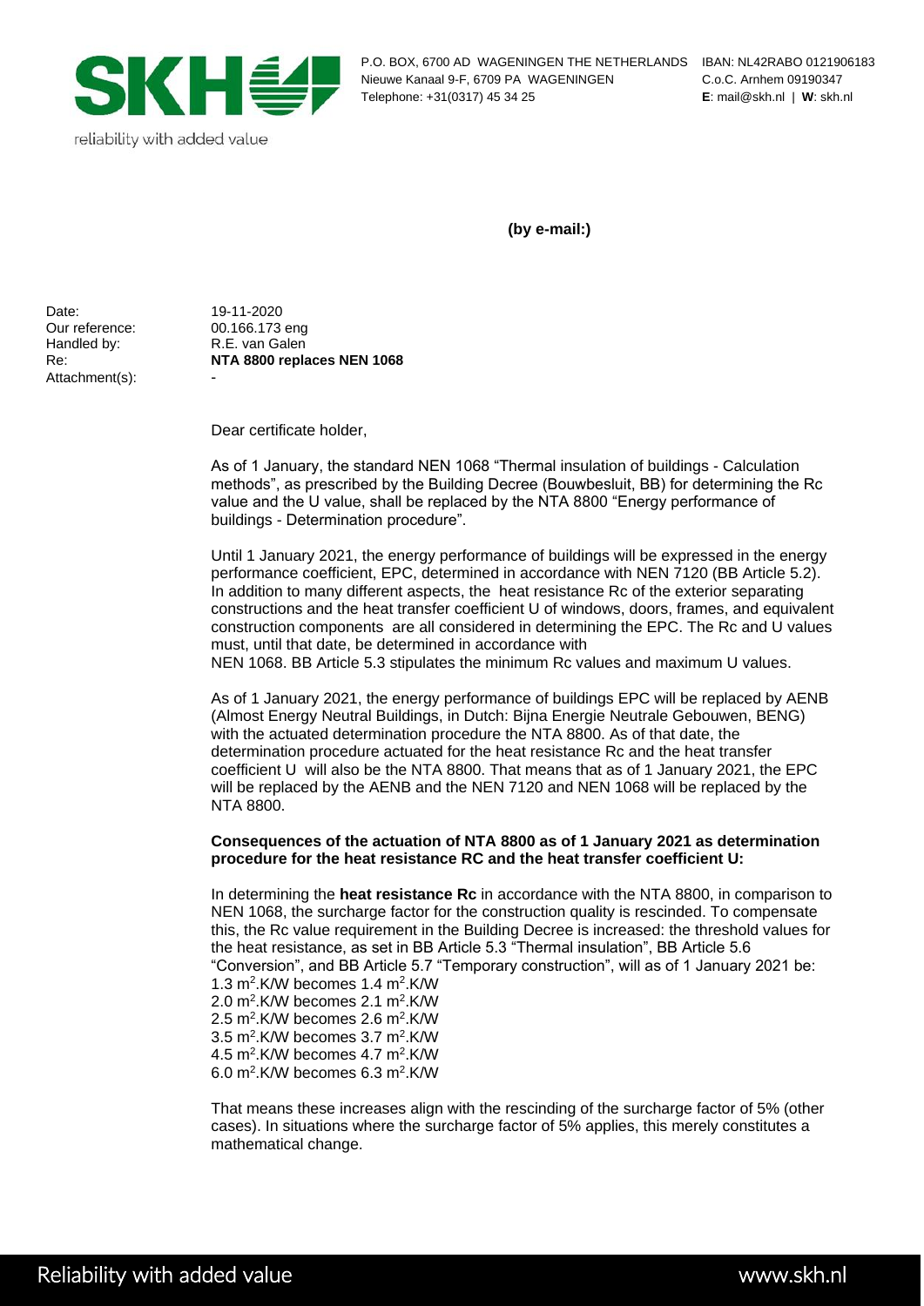SKH

reliability with added value

P.O. BOX, 6700 AD WAGENINGEN THE NETHERLANDS
Nieuwe Kanaal 9-F, 6709 PA WAGENINGEN
Telephone: +31(0317) 45 34 25

IBAN: NL42RABO 0121906183
C.o.C. Arnhem 09190347
**E**: mail@skh.nl | **W**: skh.nl

**(by e-mail:)**

| | |
|---|---|
| Date: | 19-11-2020 |
| Our reference: | 00.166.173 eng |
| Handled by: | R.E. van Galen |
| Re: | **NTA 8800 replaces NEN 1068** |
| Attachment(s): | - |

Dear certificate holder,

As of 1 January, the standard NEN 1068 "Thermal insulation of buildings - Calculation methods", as prescribed by the Building Decree (Bouwbesluit, BB) for determining the Rc value and the U value, shall be replaced by the NTA 8800 "Energy performance of buildings - Determination procedure".

Until 1 January 2021, the energy performance of buildings will be expressed in the energy performance coefficient, EPC, determined in accordance with NEN 7120 (BB Article 5.2). In addition to many different aspects, the heat resistance Rc of the exterior separating constructions and the heat transfer coefficient U of windows, doors, frames, and equivalent construction components are all considered in determining the EPC. The Rc and U values must, until that date, be determined in accordance with NEN 1068. BB Article 5.3 stipulates the minimum Rc values and maximum U values.

As of 1 January 2021, the energy performance of buildings EPC will be replaced by AENB (Almost Energy Neutral Buildings, in Dutch: Bijna Energie Neutrale Gebouwen, BENG) with the actuated determination procedure the NTA 8800. As of that date, the determination procedure actuated for the heat resistance Rc and the heat transfer coefficient U will also be the NTA 8800. That means that as of 1 January 2021, the EPC will be replaced by the AENB and the NEN 7120 and NEN 1068 will be replaced by the NTA 8800.

**Consequences of the actuation of NTA 8800 as of 1 January 2021 as determination procedure for the heat resistance RC and the heat transfer coefficient U:**

In determining the **heat resistance Rc** in accordance with the NTA 8800, in comparison to NEN 1068, the surcharge factor for the construction quality is rescinded. To compensate this, the Rc value requirement in the Building Decree is increased: the threshold values for the heat resistance, as set in BB Article 5.3 "Thermal insulation", BB Article 5.6 "Conversion", and BB Article 5.7 "Temporary construction", will as of 1 January 2021 be:
1.3 $m^2$.K/W becomes 1.4 $m^2$.K/W
2.0 $m^2$.K/W becomes 2.1 $m^2$.K/W
2.5 $m^2$.K/W becomes 2.6 $m^2$.K/W
3.5 $m^2$.K/W becomes 3.7 $m^2$.K/W
4.5 $m^2$.K/W becomes 4.7 $m^2$.K/W
6.0 $m^2$.K/W becomes 6.3 $m^2$.K/W

That means these increases align with the rescinding of the surcharge factor of 5% (other cases). In situations where the surcharge factor of 5% applies, this merely constitutes a mathematical change.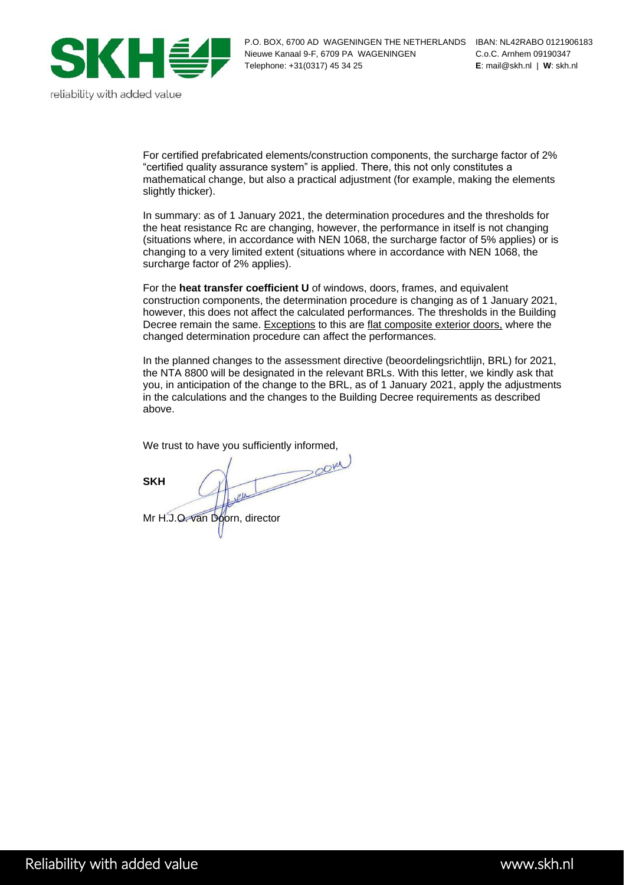For certified prefabricated elements/construction components, the surcharge factor of 2% "certified quality assurance system" is applied. There, this not only constitutes a mathematical change, but also a practical adjustment (for example, making the elements slightly thicker).

In summary: as of 1 January 2021, the determination procedures and the thresholds for the heat resistance Rc are changing, however, the performance in itself is not changing (situations where, in accordance with NEN 1068, the surcharge factor of 5% applies) or is changing to a very limited extent (situations where in accordance with NEN 1068, the surcharge factor of 2% applies).

For the **heat transfer coefficient U** of windows, doors, frames, and equivalent construction components, the determination procedure is changing as of 1 January 2021, however, this does not affect the calculated performances. The thresholds in the Building Decree remain the same. Exceptions to this are flat composite exterior doors, where the changed determination procedure can affect the performances.

In the planned changes to the assessment directive (beoordelingsrichtlijn, BRL) for 2021, the NTA 8800 will be designated in the relevant BRLs. With this letter, we kindly ask that you, in anticipation of the change to the BRL, as of 1 January 2021, apply the adjustments in the calculations and the changes to the Building Decree requirements as described above.

We trust to have you sufficiently informed,

**SKH**

Mr H.J.O. van Doorn, director